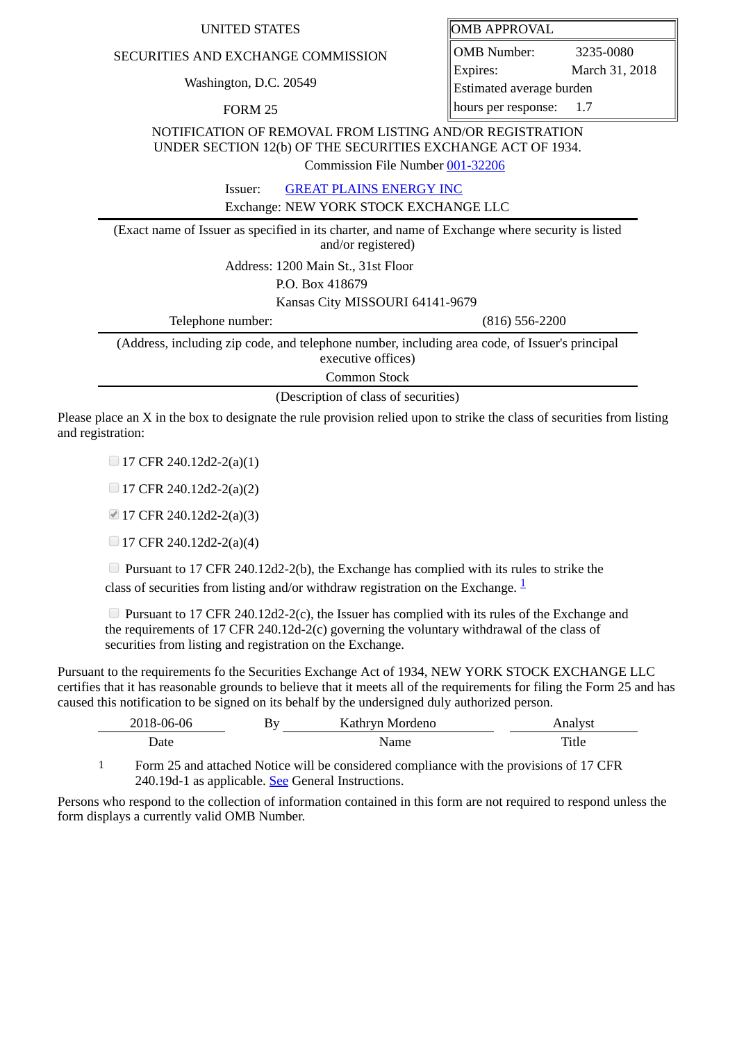UNITED STATES

SECURITIES AND EXCHANGE COMMISSION

Washington, D.C. 20549

FORM 25

| OMB APPROVAL | |
|---|---|
| OMB Number: | 3235-0080 |
| Expires: | March 31, 2018 |
| Estimated average burden hours per response: | 1.7 |

NOTIFICATION OF REMOVAL FROM LISTING AND/OR REGISTRATION UNDER SECTION 12(b) OF THE SECURITIES EXCHANGE ACT OF 1934.

Commission File Number 001-32206

Issuer: GREAT PLAINS ENERGY INC

Exchange: NEW YORK STOCK EXCHANGE LLC

(Exact name of Issuer as specified in its charter, and name of Exchange where security is listed and/or registered)

Address: 1200 Main St., 31st Floor
P.O. Box 418679
Kansas City MISSOURI 64141-9679

Telephone number: (816) 556-2200

(Address, including zip code, and telephone number, including area code, of Issuer's principal executive offices)

Common Stock

(Description of class of securities)

Please place an X in the box to designate the rule provision relied upon to strike the class of securities from listing and registration:

- ☐ 17 CFR 240.12d2-2(a)(1)
- ☐ 17 CFR 240.12d2-2(a)(2)
- ☑ 17 CFR 240.12d2-2(a)(3)
- ☐ 17 CFR 240.12d2-2(a)(4)
- ☐ Pursuant to 17 CFR 240.12d2-2(b), the Exchange has complied with its rules to strike the class of securities from listing and/or withdraw registration on the Exchange. [1]
- ☐ Pursuant to 17 CFR 240.12d2-2(c), the Issuer has complied with its rules of the Exchange and the requirements of 17 CFR 240.12d-2(c) governing the voluntary withdrawal of the class of securities from listing and registration on the Exchange.

Pursuant to the requirements fo the Securities Exchange Act of 1934, NEW YORK STOCK EXCHANGE LLC certifies that it has reasonable grounds to believe that it meets all of the requirements for filing the Form 25 and has caused this notification to be signed on its behalf by the undersigned duly authorized person.

| 2018-06-06 | By | Kathryn Mordeno | Analyst |
|---|---|---|---|
| Date | | Name | Title |

1 Form 25 and attached Notice will be considered compliance with the provisions of 17 CFR 240.19d-1 as applicable. See General Instructions.

Persons who respond to the collection of information contained in this form are not required to respond unless the form displays a currently valid OMB Number.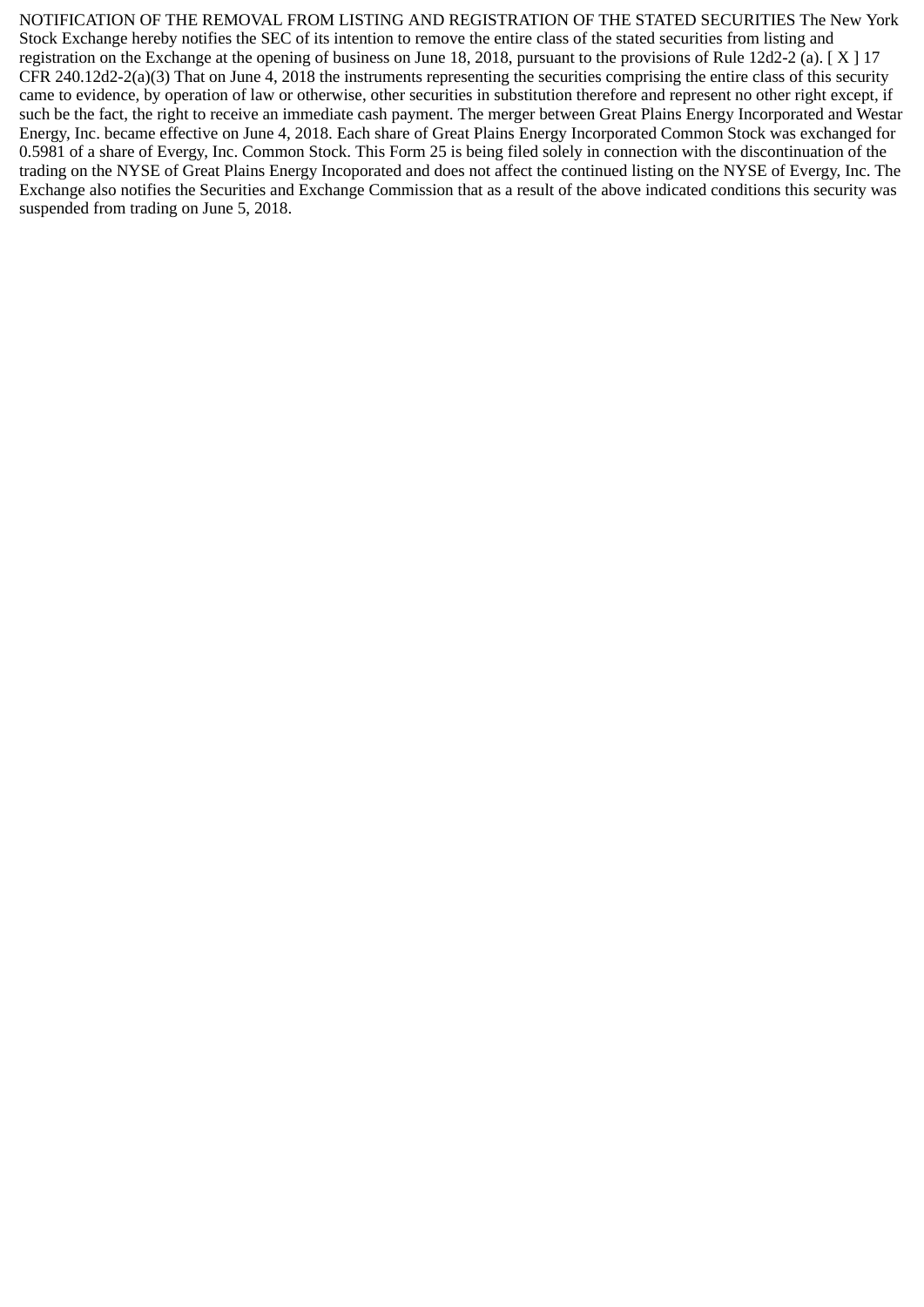NOTIFICATION OF THE REMOVAL FROM LISTING AND REGISTRATION OF THE STATED SECURITIES The New York Stock Exchange hereby notifies the SEC of its intention to remove the entire class of the stated securities from listing and registration on the Exchange at the opening of business on June 18, 2018, pursuant to the provisions of Rule 12d2-2 (a). [ X ] 17 CFR 240.12d2-2(a)(3) That on June 4, 2018 the instruments representing the securities comprising the entire class of this security came to evidence, by operation of law or otherwise, other securities in substitution therefore and represent no other right except, if such be the fact, the right to receive an immediate cash payment. The merger between Great Plains Energy Incorporated and Westar Energy, Inc. became effective on June 4, 2018. Each share of Great Plains Energy Incorporated Common Stock was exchanged for 0.5981 of a share of Evergy, Inc. Common Stock. This Form 25 is being filed solely in connection with the discontinuation of the trading on the NYSE of Great Plains Energy Incoporated and does not affect the continued listing on the NYSE of Evergy, Inc. The Exchange also notifies the Securities and Exchange Commission that as a result of the above indicated conditions this security was suspended from trading on June 5, 2018.